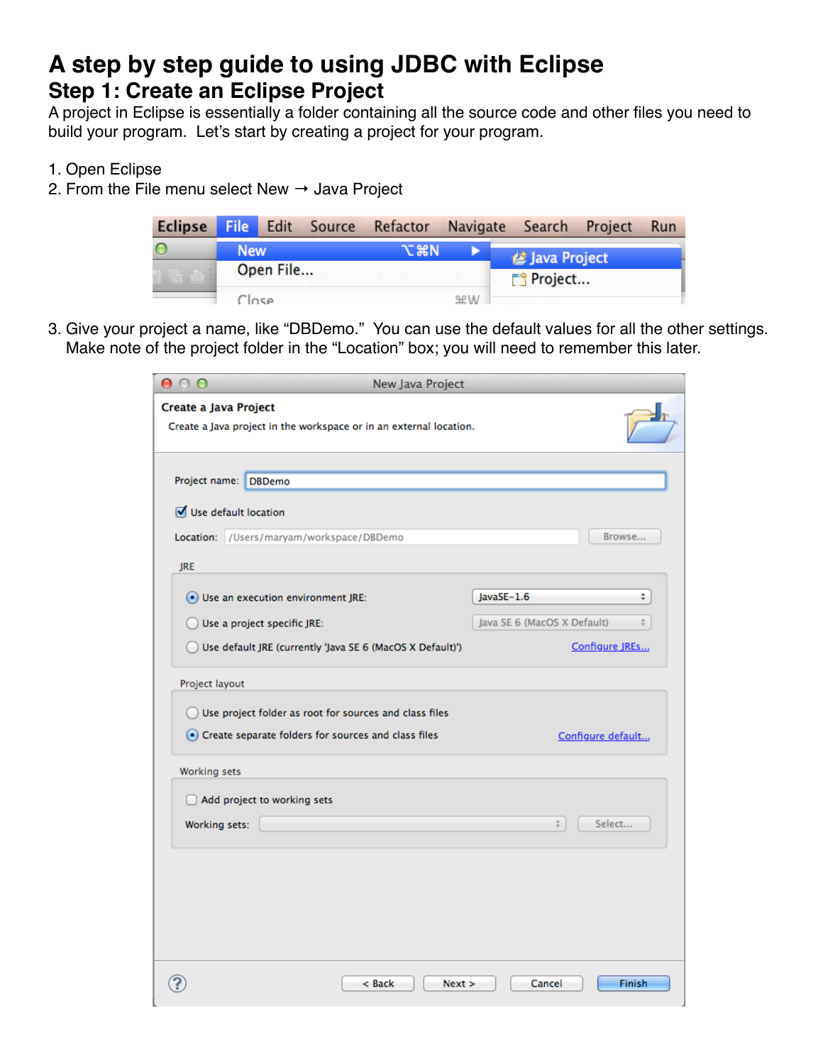# A step by step guide to using JDBC with Eclipse

## Step 1: Create an Eclipse Project

A project in Eclipse is essentially a folder containing all the source code and other files you need to build your program. Let's start by creating a project for your program.

1. Open Eclipse
2. From the File menu select New → Java Project
3. Give your project a name, like "DBDemo." You can use the default values for all the other settings. Make note of the project folder in the "Location" box; you will need to remember this later.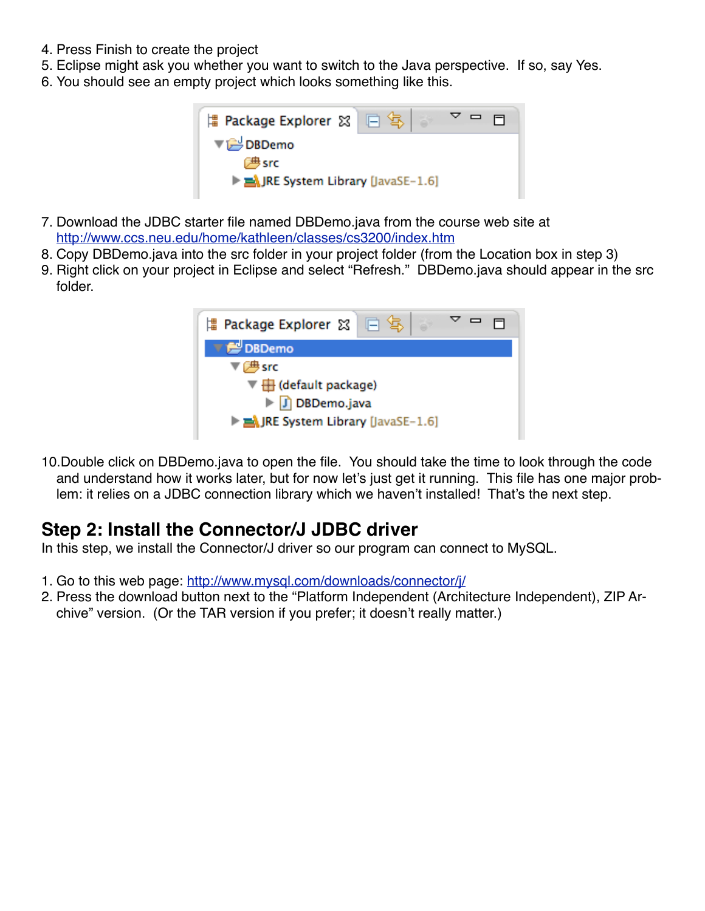4. Press Finish to create the project
5. Eclipse might ask you whether you want to switch to the Java perspective. If so, say Yes.
6. You should see an empty project which looks something like this.

7. Download the JDBC starter file named DBDemo.java from the course web site at http://www.ccs.neu.edu/home/kathleen/classes/cs3200/index.htm
8. Copy DBDemo.java into the src folder in your project folder (from the Location box in step 3)
9. Right click on your project in Eclipse and select "Refresh." DBDemo.java should appear in the src folder.

10. Double click on DBDemo.java to open the file. You should take the time to look through the code and understand how it works later, but for now let's just get it running. This file has one major problem: it relies on a JDBC connection library which we haven't installed! That's the next step.

## Step 2: Install the Connector/J JDBC driver

In this step, we install the Connector/J driver so our program can connect to MySQL.

1. Go to this web page: http://www.mysql.com/downloads/connector/j/
2. Press the download button next to the "Platform Independent (Architecture Independent), ZIP Archive" version. (Or the TAR version if you prefer; it doesn't really matter.)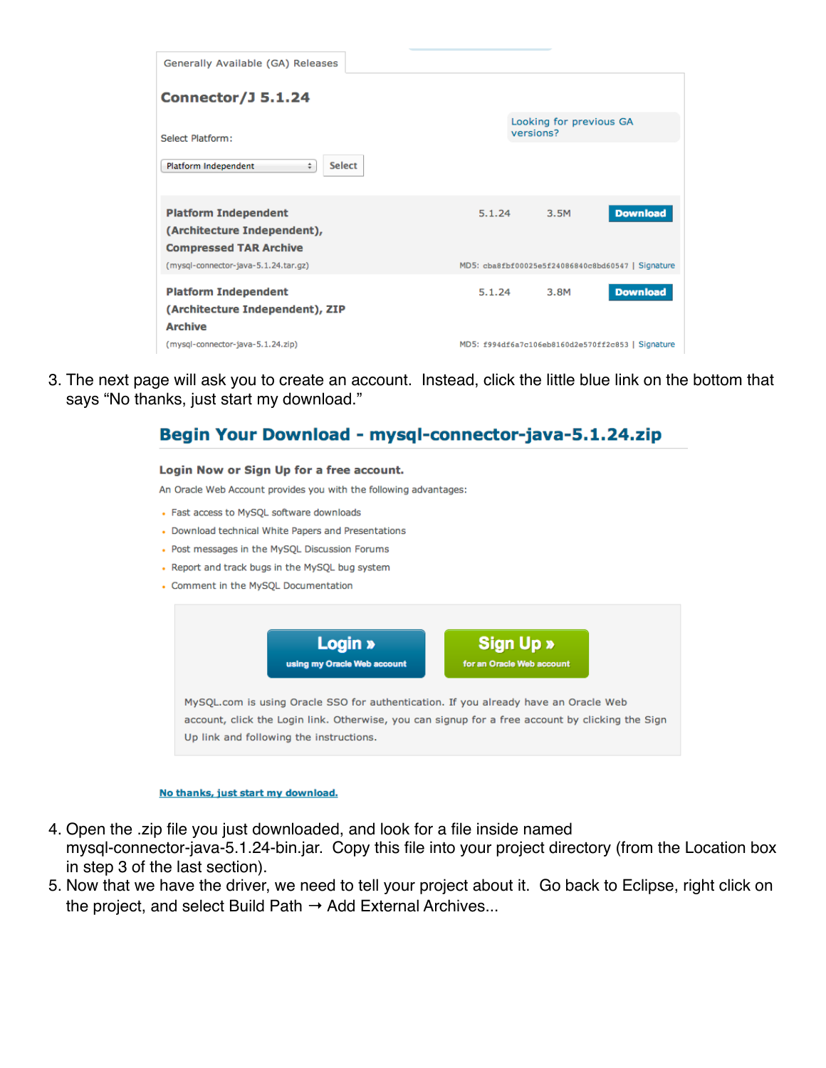Generally Available (GA) Releases

**Connector/J 5.1.24**

Select Platform:

Platform Independent | Select

Looking for previous GA versions?

| | | | |
|---|---|---|---|
| **Platform Independent (Architecture Independent), Compressed TAR Archive** (mysql-connector-java-5.1.24.tar.gz) | 5.1.24 | 3.5M | Download |
| MD5: cba8fbf00025e5f24086840c8bd60547 \| Signature | | | |
| **Platform Independent (Architecture Independent), ZIP Archive** (mysql-connector-java-5.1.24.zip) | 5.1.24 | 3.8M | Download |
| MD5: f994df6a7c106eb8160d2e570ff2c853 \| Signature | | | |

3. The next page will ask you to create an account. Instead, click the little blue link on the bottom that says "No thanks, just start my download."

## Begin Your Download - mysql-connector-java-5.1.24.zip

**Login Now or Sign Up for a free account.**

An Oracle Web Account provides you with the following advantages:

- Fast access to MySQL software downloads
- Download technical White Papers and Presentations
- Post messages in the MySQL Discussion Forums
- Report and track bugs in the MySQL bug system
- Comment in the MySQL Documentation

**Login »** using my Oracle Web account | **Sign Up »** for an Oracle Web account

MySQL.com is using Oracle SSO for authentication. If you already have an Oracle Web account, click the Login link. Otherwise, you can signup for a free account by clicking the Sign Up link and following the instructions.

No thanks, just start my download.

4. Open the .zip file you just downloaded, and look for a file inside named mysql-connector-java-5.1.24-bin.jar. Copy this file into your project directory (from the Location box in step 3 of the last section).
5. Now that we have the driver, we need to tell your project about it. Go back to Eclipse, right click on the project, and select Build Path → Add External Archives...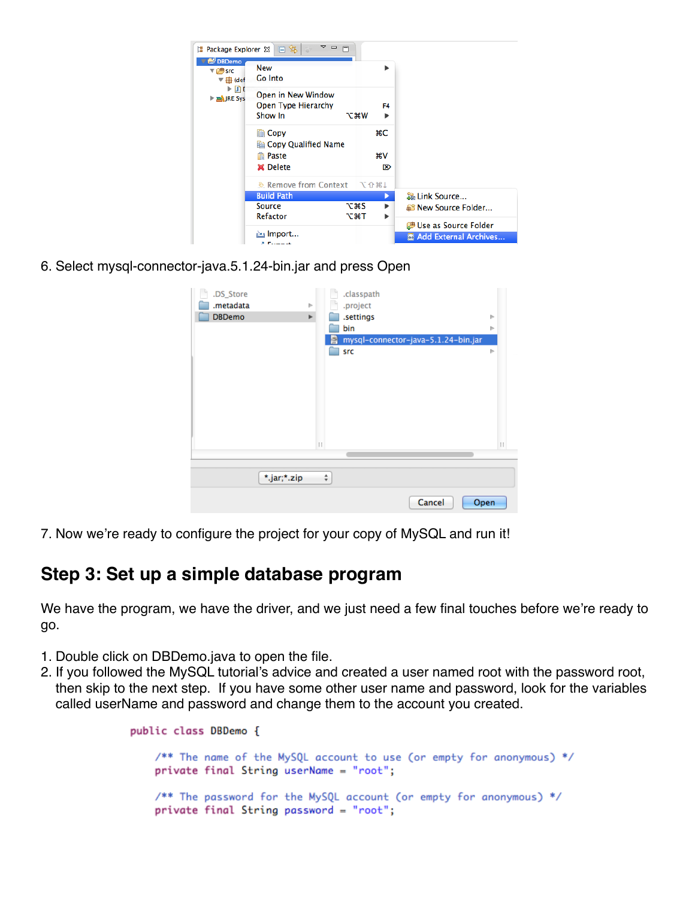6. Select mysql-connector-java.5.1.24-bin.jar and press Open

7. Now we're ready to configure the project for your copy of MySQL and run it!

## Step 3: Set up a simple database program

We have the program, we have the driver, and we just need a few final touches before we're ready to go.

1. Double click on DBDemo.java to open the file.
2. If you followed the MySQL tutorial's advice and created a user named root with the password root, then skip to the next step. If you have some other user name and password, look for the variables called userName and password and change them to the account you created.

```
public class DBDemo {

    /** The name of the MySQL account to use (or empty for anonymous) */
    private final String userName = "root";

    /** The password for the MySQL account (or empty for anonymous) */
    private final String password = "root";
```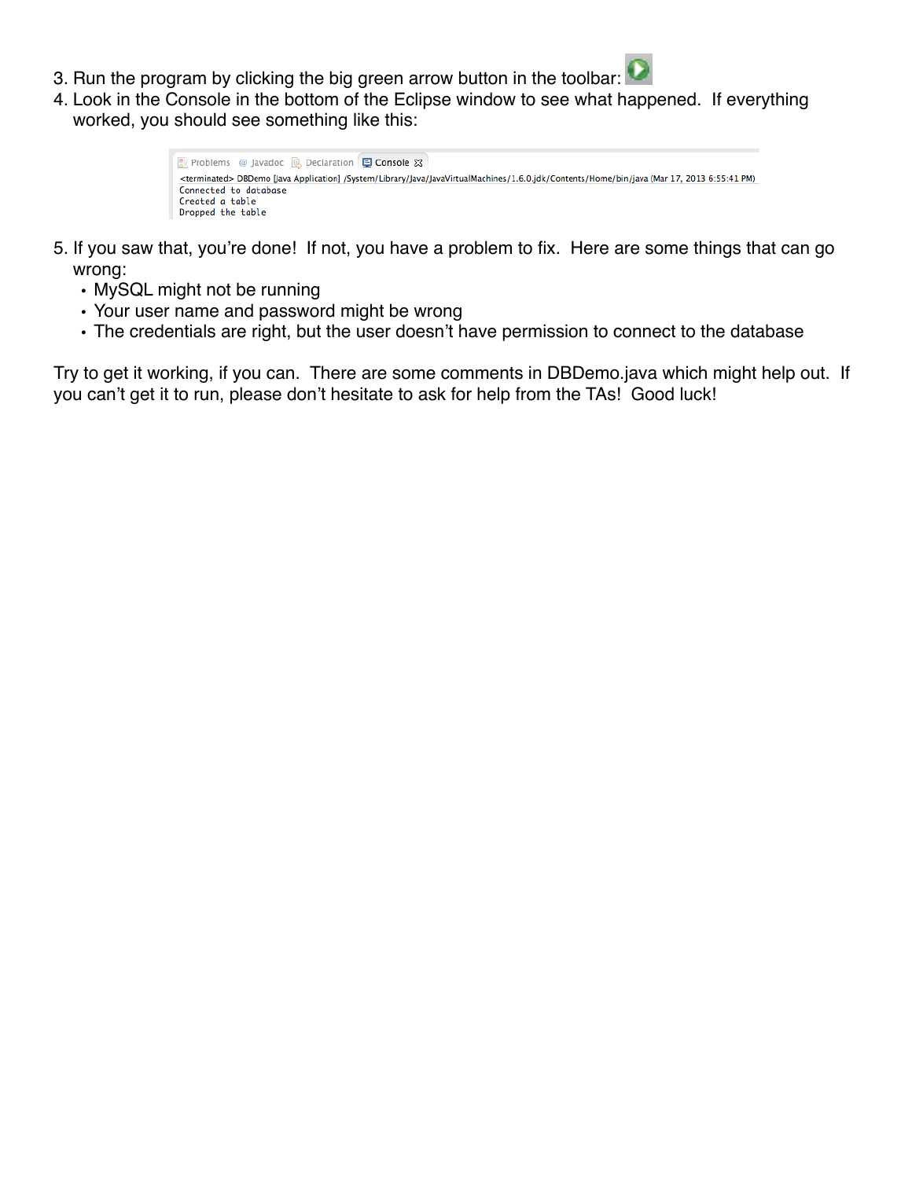3. Run the program by clicking the big green arrow button in the toolbar:
4. Look in the Console in the bottom of the Eclipse window to see what happened. If everything worked, you should see something like this:

```
Problems  @ Javadoc  Declaration  Console
<terminated> DBDemo [Java Application] /System/Library/Java/JavaVirtualMachines/1.6.0.jdk/Contents/Home/bin/java (Mar 17, 2013 6:55:41 PM)
Connected to database
Created a table
Dropped the table
```

5. If you saw that, you're done! If not, you have a problem to fix. Here are some things that can go wrong:
   - MySQL might not be running
   - Your user name and password might be wrong
   - The credentials are right, but the user doesn't have permission to connect to the database

Try to get it working, if you can. There are some comments in DBDemo.java which might help out. If you can't get it to run, please don't hesitate to ask for help from the TAs! Good luck!